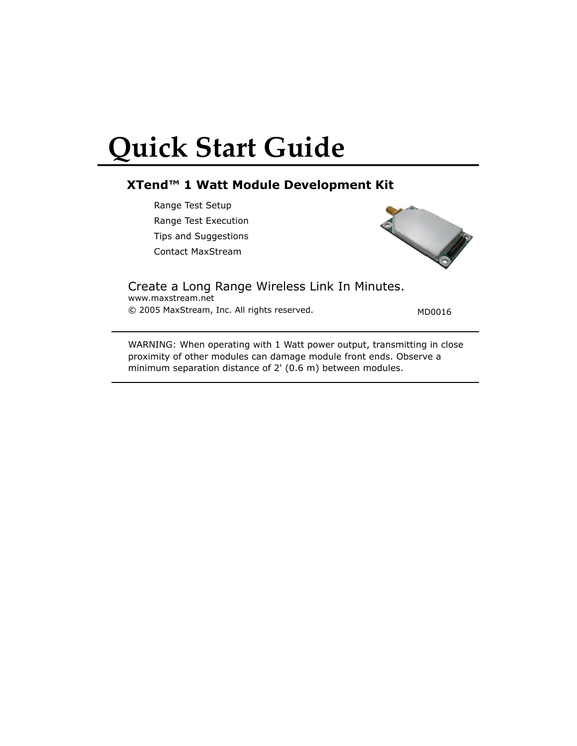# Quick Start Guide

## XTend™ 1 Watt Module Development Kit

- Range Test Setup
- Range Test Execution
- Tips and Suggestions
- Contact MaxStream

Create a Long Range Wireless Link In Minutes.

www.maxstream.net

© 2005 MaxStream, Inc. All rights reserved.

MD0016

---

WARNING: When operating with 1 Watt power output, transmitting in close proximity of other modules can damage module front ends. Observe a minimum separation distance of 2' (0.6 m) between modules.

---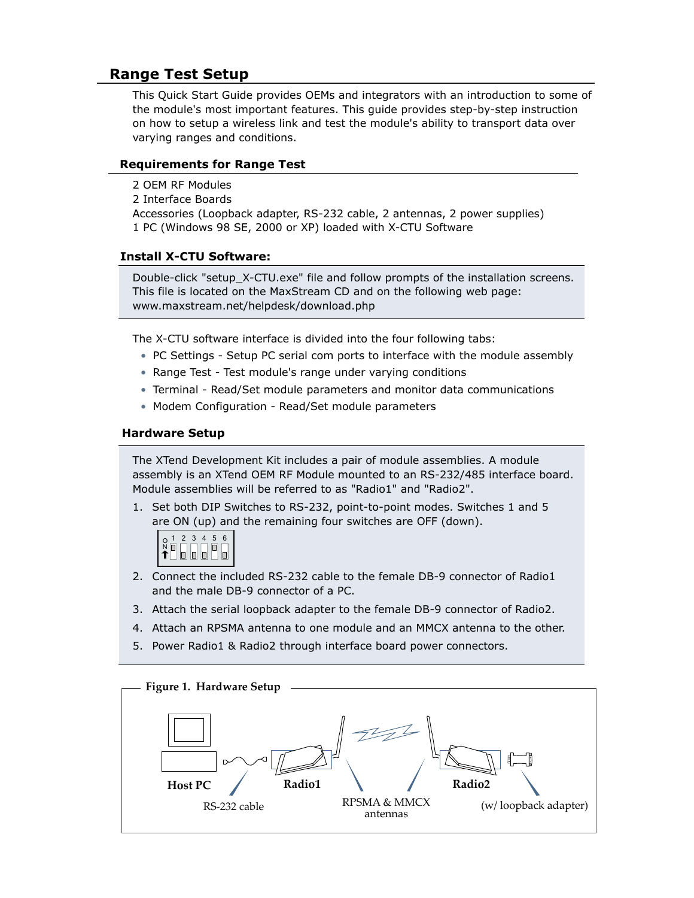## Range Test Setup

This Quick Start Guide provides OEMs and integrators with an introduction to some of the module's most important features. This guide provides step-by-step instruction on how to setup a wireless link and test the module's ability to transport data over varying ranges and conditions.

### Requirements for Range Test

2 OEM RF Modules
2 Interface Boards
Accessories (Loopback adapter, RS-232 cable, 2 antennas, 2 power supplies)
1 PC (Windows 98 SE, 2000 or XP) loaded with X-CTU Software

### Install X-CTU Software:

Double-click "setup_X-CTU.exe" file and follow prompts of the installation screens. This file is located on the MaxStream CD and on the following web page: www.maxstream.net/helpdesk/download.php

The X-CTU software interface is divided into the four following tabs:

- PC Settings - Setup PC serial com ports to interface with the module assembly
- Range Test - Test module's range under varying conditions
- Terminal - Read/Set module parameters and monitor data communications
- Modem Configuration - Read/Set module parameters

### Hardware Setup

The XTend Development Kit includes a pair of module assemblies. A module assembly is an XTend OEM RF Module mounted to an RS-232/485 interface board. Module assemblies will be referred to as "Radio1" and "Radio2".

1. Set both DIP Switches to RS-232, point-to-point modes. Switches 1 and 5 are ON (up) and the remaining four switches are OFF (down).
2. Connect the included RS-232 cable to the female DB-9 connector of Radio1 and the male DB-9 connector of a PC.
3. Attach the serial loopback adapter to the female DB-9 connector of Radio2.
4. Attach an RPSMA antenna to one module and an MMCX antenna to the other.
5. Power Radio1 & Radio2 through interface board power connectors.

**Figure 1. Hardware Setup**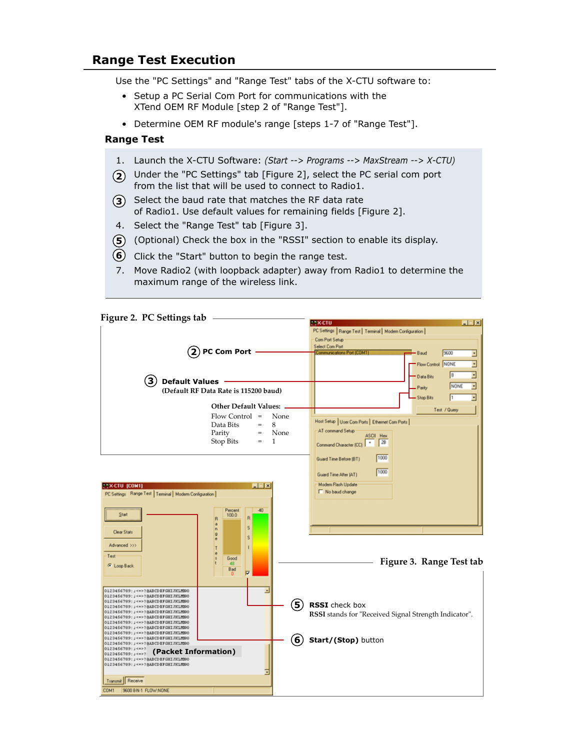## Range Test Execution

Use the "PC Settings" and "Range Test" tabs of the X-CTU software to:

- Setup a PC Serial Com Port for communications with the XTend OEM RF Module [step 2 of "Range Test"].
- Determine OEM RF module's range [steps 1-7 of "Range Test"].

### Range Test

1. Launch the X-CTU Software: *(Start --> Programs --> MaxStream --> X-CTU)*
2. Under the "PC Settings" tab [Figure 2], select the PC serial com port from the list that will be used to connect to Radio1.
3. Select the baud rate that matches the RF data rate of Radio1. Use default values for remaining fields [Figure 2].
4. Select the "Range Test" tab [Figure 3].
5. (Optional) Check the box in the "RSSI" section to enable its display.
6. Click the "Start" button to begin the range test.
7. Move Radio2 (with loopback adapter) away from Radio1 to determine the maximum range of the wireless link.

**Figure 2. PC Settings tab**

**(2) PC Com Port**

**(3) Default Values**
**(Default RF Data Rate is 115200 baud)**

**Other Default Values:**

| | | |
|---|---|---|
| Flow Control | = | None |
| Data Bits | = | 8 |
| Parity | = | None |
| Stop Bits | = | 1 |

**Figure 3. Range Test tab**

**(5) RSSI** check box
**RSSI** stands for "Received Signal Strength Indicator".

**(6) Start/(Stop)** button

**(Packet Information)**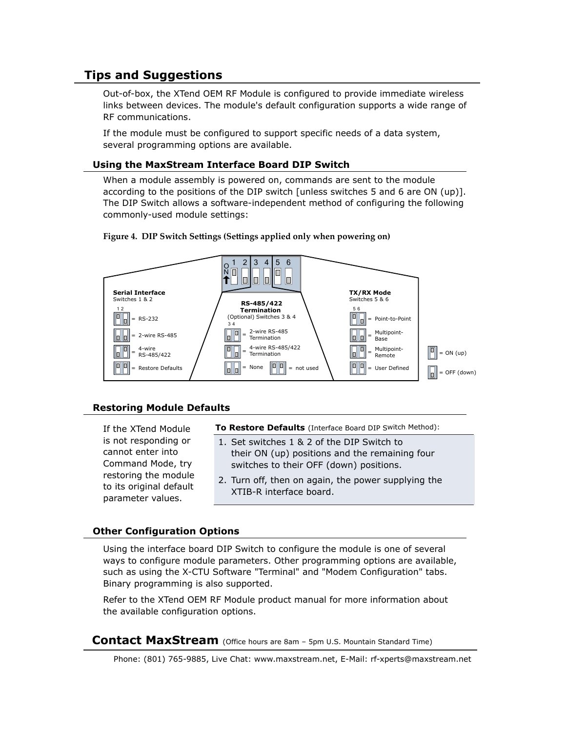## Tips and Suggestions

Out-of-box, the XTend OEM RF Module is configured to provide immediate wireless links between devices. The module's default configuration supports a wide range of RF communications.

If the module must be configured to support specific needs of a data system, several programming options are available.

### Using the MaxStream Interface Board DIP Switch

When a module assembly is powered on, commands are sent to the module according to the positions of the DIP switch [unless switches 5 and 6 are ON (up)]. The DIP Switch allows a software-independent method of configuring the following commonly-used module settings:

**Figure 4. DIP Switch Settings (Settings applied only when powering on)**

ON
1 2 3 4 5 6

**Serial Interface**
Switches 1 & 2
1 2
= RS-232
= 2-wire RS-485
= 4-wire RS-485/422
= Restore Defaults

**RS-485/422 Termination**
(Optional) Switches 3 & 4
3 4
= 2-wire RS-485 Termination
= 4-wire RS-485/422 Termination
= None
= not used

**TX/RX Mode**
Switches 5 & 6
5 6
= Point-to-Point
= Multipoint-Base
= Multipoint-Remote
= User Defined

= ON (up)
= OFF (down)

### Restoring Module Defaults

If the XTend Module is not responding or cannot enter into Command Mode, try restoring the module to its original default parameter values.

**To Restore Defaults** (Interface Board DIP Switch Method):

1. Set switches 1 & 2 of the DIP Switch to their ON (up) positions and the remaining four switches to their OFF (down) positions.
2. Turn off, then on again, the power supplying the XTIB-R interface board.

### Other Configuration Options

Using the interface board DIP Switch to configure the module is one of several ways to configure module parameters. Other programming options are available, such as using the X-CTU Software "Terminal" and "Modem Configuration" tabs. Binary programming is also supported.

Refer to the XTend OEM RF Module product manual for more information about the available configuration options.

## Contact MaxStream (Office hours are 8am – 5pm U.S. Mountain Standard Time)

Phone: (801) 765-9885, Live Chat: www.maxstream.net, E-Mail: rf-xperts@maxstream.net